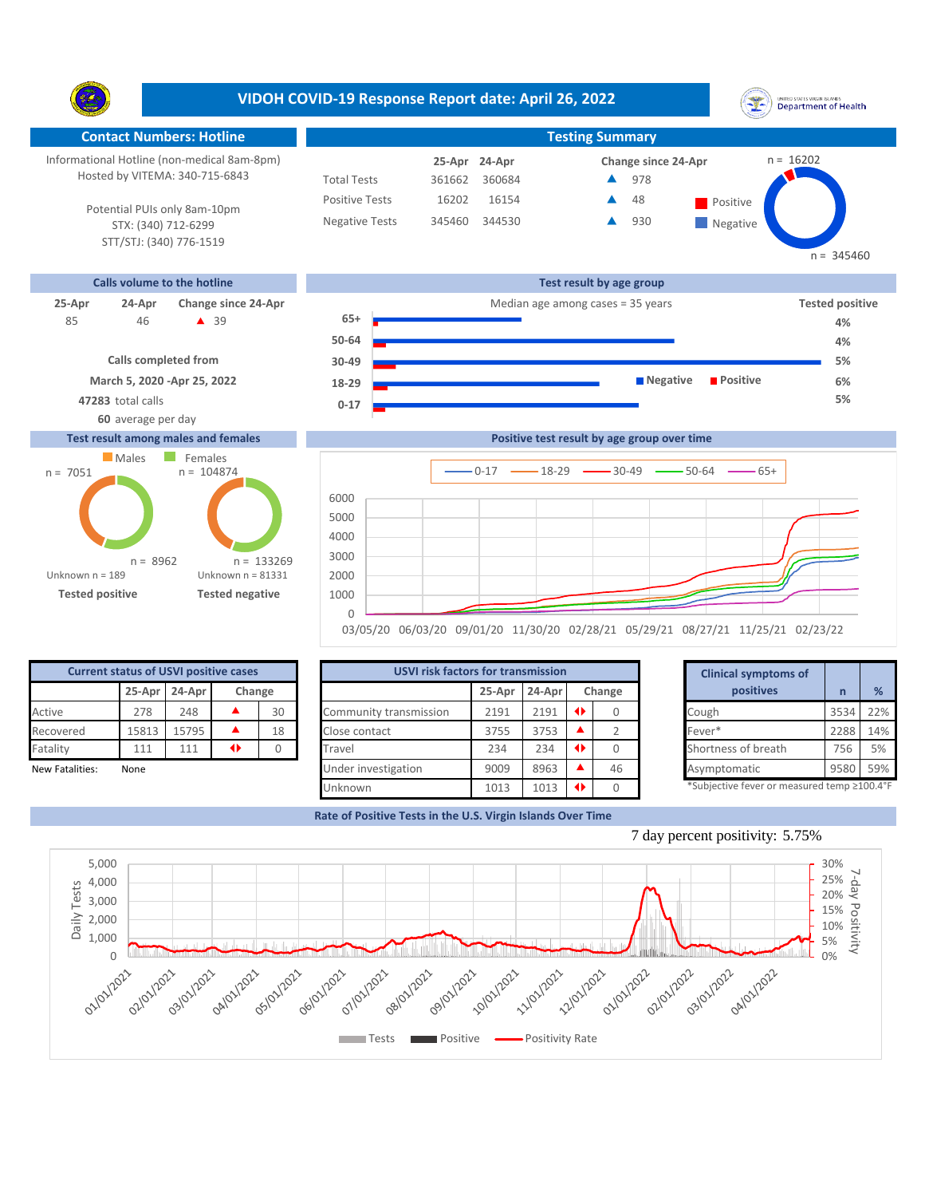# VIDOH COVID-19 Response Report date: April 26, 2022

## Contact Numbers: Hotline

Informational Hotline (non-medical 8am-8pm)
Hosted by VITEMA: 340-715-6843

Potential PUIs only 8am-10pm
STX: (340) 712-6299
STT/STJ: (340) 776-1519

## Testing Summary

| | 25-Apr | 24-Apr | Change since 24-Apr |
|---|---|---|---|
| Total Tests | 361662 | 360684 | ▲ 978 |
| Positive Tests | 16202 | 16154 | ▲ 48 |
| Negative Tests | 345460 | 344530 | ▲ 930 |

Positive n = 16202; Negative n = 345460

## Calls volume to the hotline

| 25-Apr | 24-Apr | Change since 24-Apr |
|---|---|---|
| 85 | 46 | ▲ 39 |

Calls completed from
**March 5, 2020 -Apr 25, 2022**
**47283** total calls
**60** average per day

## Test result by age group

Median age among cases = 35 years

| Age group | Tested positive |
|---|---|
| 65+ | 4% |
| 50-64 | 4% |
| 30-49 | 5% |
| 18-29 | 6% |
| 0-17 | 5% |

## Test result among males and females

| | Males | Females |
|---|---|---|
| Tested positive | n = 7051 | n = 8962 |
| Tested negative | n = 104874 | n = 133269 |

Unknown n = 189 (tested positive); Unknown n = 81331 (tested negative)

## Positive test result by age group over time

Series: 0-17, 18-29, 30-49, 50-64, 65+ (03/05/20 – 02/23/22)

## Current status of USVI positive cases

| | 25-Apr | 24-Apr | Change |
|---|---|---|---|
| Active | 278 | 248 | ▲ 30 |
| Recovered | 15813 | 15795 | ▲ 18 |
| Fatality | 111 | 111 | ◆ 0 |

New Fatalities: None

## USVI risk factors for transmission

| | 25-Apr | 24-Apr | Change |
|---|---|---|---|
| Community transmission | 2191 | 2191 | ◆ 0 |
| Close contact | 3755 | 3753 | ▲ 2 |
| Travel | 234 | 234 | ◆ 0 |
| Under investigation | 9009 | 8963 | ▲ 46 |
| Unknown | 1013 | 1013 | ◆ 0 |

## Clinical symptoms of positives

| | n | % |
|---|---|---|
| Cough | 3534 | 22% |
| Fever* | 2288 | 14% |
| Shortness of breath | 756 | 5% |
| Asymptomatic | 9580 | 59% |

*Subjective fever or measured temp ≥100.4°F

## Rate of Positive Tests in the U.S. Virgin Islands Over Time

7 day percent positivity: 5.75%

Legend: Tests, Positive, Positivity Rate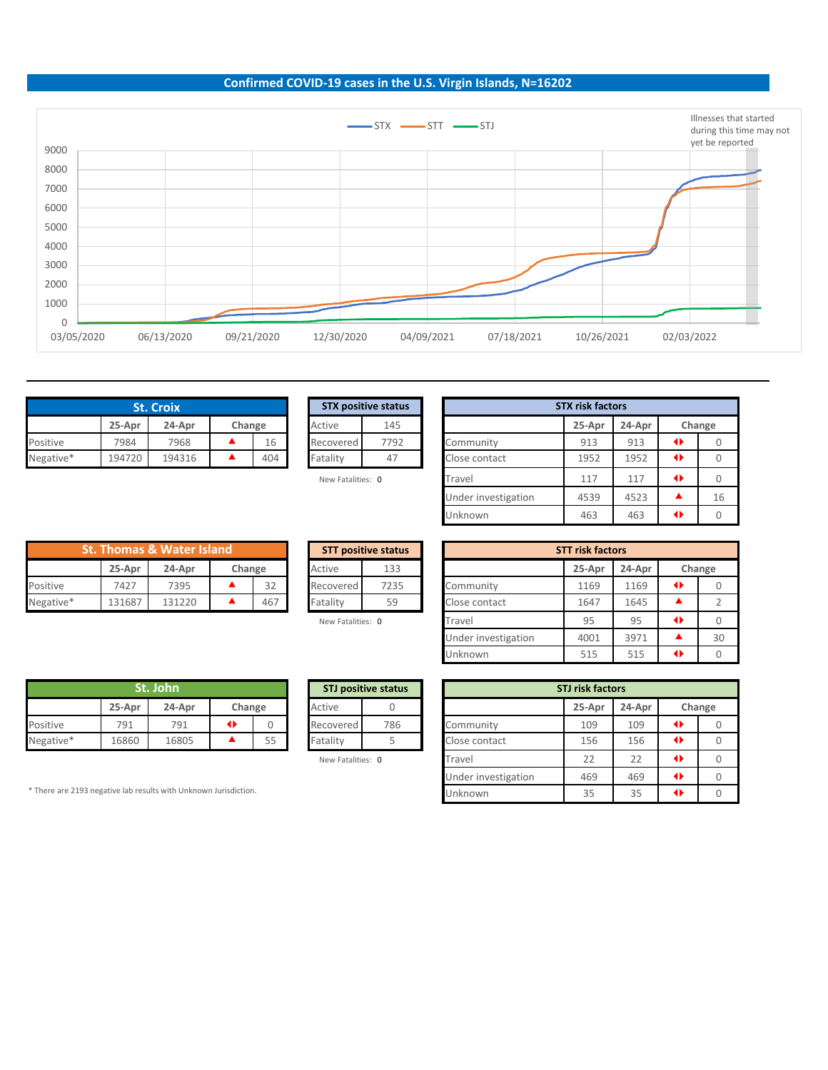## Confirmed COVID-19 cases in the U.S. Virgin Islands, N=16202

STX STT STJ

Illnesses that started during this time may not yet be reported

9000
8000
7000
6000
5000
4000
3000
2000
1000
0

03/05/2020 06/13/2020 09/21/2020 12/30/2020 04/09/2021 07/18/2021 10/26/2021 02/03/2022

| St. Croix | 25-Apr | 24-Apr | Change | |
|---|---|---|---|---|
| Positive | 7984 | 7968 | ▲ | 16 |
| Negative* | 194720 | 194316 | ▲ | 404 |

| STX positive status | |
|---|---|
| Active | 145 |
| Recovered | 7792 |
| Fatality | 47 |

New Fatalities: 0

| STX risk factors | 25-Apr | 24-Apr | Change | |
|---|---|---|---|---|
| Community | 913 | 913 | ◆ | 0 |
| Close contact | 1952 | 1952 | ◆ | 0 |
| Travel | 117 | 117 | ◆ | 0 |
| Under investigation | 4539 | 4523 | ▲ | 16 |
| Unknown | 463 | 463 | ◆ | 0 |

| St. Thomas & Water Island | 25-Apr | 24-Apr | Change | |
|---|---|---|---|---|
| Positive | 7427 | 7395 | ▲ | 32 |
| Negative* | 131687 | 131220 | ▲ | 467 |

| STT positive status | |
|---|---|
| Active | 133 |
| Recovered | 7235 |
| Fatality | 59 |

New Fatalities: 0

| STT risk factors | 25-Apr | 24-Apr | Change | |
|---|---|---|---|---|
| Community | 1169 | 1169 | ◆ | 0 |
| Close contact | 1647 | 1645 | ▲ | 2 |
| Travel | 95 | 95 | ◆ | 0 |
| Under investigation | 4001 | 3971 | ▲ | 30 |
| Unknown | 515 | 515 | ◆ | 0 |

| St. John | 25-Apr | 24-Apr | Change | |
|---|---|---|---|---|
| Positive | 791 | 791 | ◆ | 0 |
| Negative* | 16860 | 16805 | ▲ | 55 |

| STJ positive status | |
|---|---|
| Active | 0 |
| Recovered | 786 |
| Fatality | 5 |

New Fatalities: 0

| STJ risk factors | 25-Apr | 24-Apr | Change | |
|---|---|---|---|---|
| Community | 109 | 109 | ◆ | 0 |
| Close contact | 156 | 156 | ◆ | 0 |
| Travel | 22 | 22 | ◆ | 0 |
| Under investigation | 469 | 469 | ◆ | 0 |
| Unknown | 35 | 35 | ◆ | 0 |

* There are 2193 negative lab results with Unknown Jurisdiction.